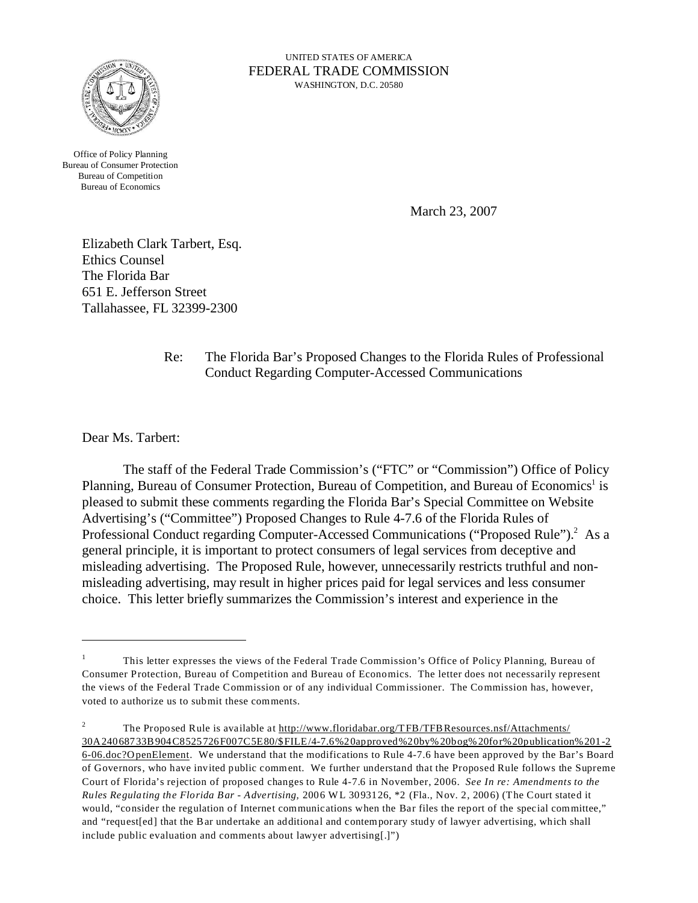UNITED STATES OF AMERICA
FEDERAL TRADE COMMISSION
WASHINGTON, D.C. 20580

Office of Policy Planning
Bureau of Consumer Protection
Bureau of Competition
Bureau of Economics

March 23, 2007

Elizabeth Clark Tarbert, Esq.
Ethics Counsel
The Florida Bar
651 E. Jefferson Street
Tallahassee, FL 32399-2300

Re: The Florida Bar's Proposed Changes to the Florida Rules of Professional Conduct Regarding Computer-Accessed Communications

Dear Ms. Tarbert:

The staff of the Federal Trade Commission's ("FTC" or "Commission") Office of Policy Planning, Bureau of Consumer Protection, Bureau of Competition, and Bureau of Economics[1] is pleased to submit these comments regarding the Florida Bar's Special Committee on Website Advertising's ("Committee") Proposed Changes to Rule 4-7.6 of the Florida Rules of Professional Conduct regarding Computer-Accessed Communications ("Proposed Rule").[2] As a general principle, it is important to protect consumers of legal services from deceptive and misleading advertising. The Proposed Rule, however, unnecessarily restricts truthful and non-misleading advertising, may result in higher prices paid for legal services and less consumer choice. This letter briefly summarizes the Commission's interest and experience in the

---

[1] This letter expresses the views of the Federal Trade Commission's Office of Policy Planning, Bureau of Consumer Protection, Bureau of Competition and Bureau of Economics. The letter does not necessarily represent the views of the Federal Trade Commission or of any individual Commissioner. The Commission has, however, voted to authorize us to submit these comments.

[2] The Proposed Rule is available at http://www.floridabar.org/TFB/TFBResources.nsf/Attachments/30A240687 33B904C8525726F007C5E80/$FILE/4-7.6%20approved%20by%20bog%20for%20publication%201-26-06.doc?OpenElement. We understand that the modifications to Rule 4-7.6 have been approved by the Bar's Board of Governors, who have invited public comment. We further understand that the Proposed Rule follows the Supreme Court of Florida's rejection of proposed changes to Rule 4-7.6 in November, 2006. *See In re: Amendments to the Rules Regulating the Florida Bar - Advertising,* 2006 WL 3093126, *2 (Fla., Nov. 2, 2006) (The Court stated it would, "consider the regulation of Internet communications when the Bar files the report of the special committee," and "request[ed] that the Bar undertake an additional and contemporary study of lawyer advertising, which shall include public evaluation and comments about lawyer advertising[.]")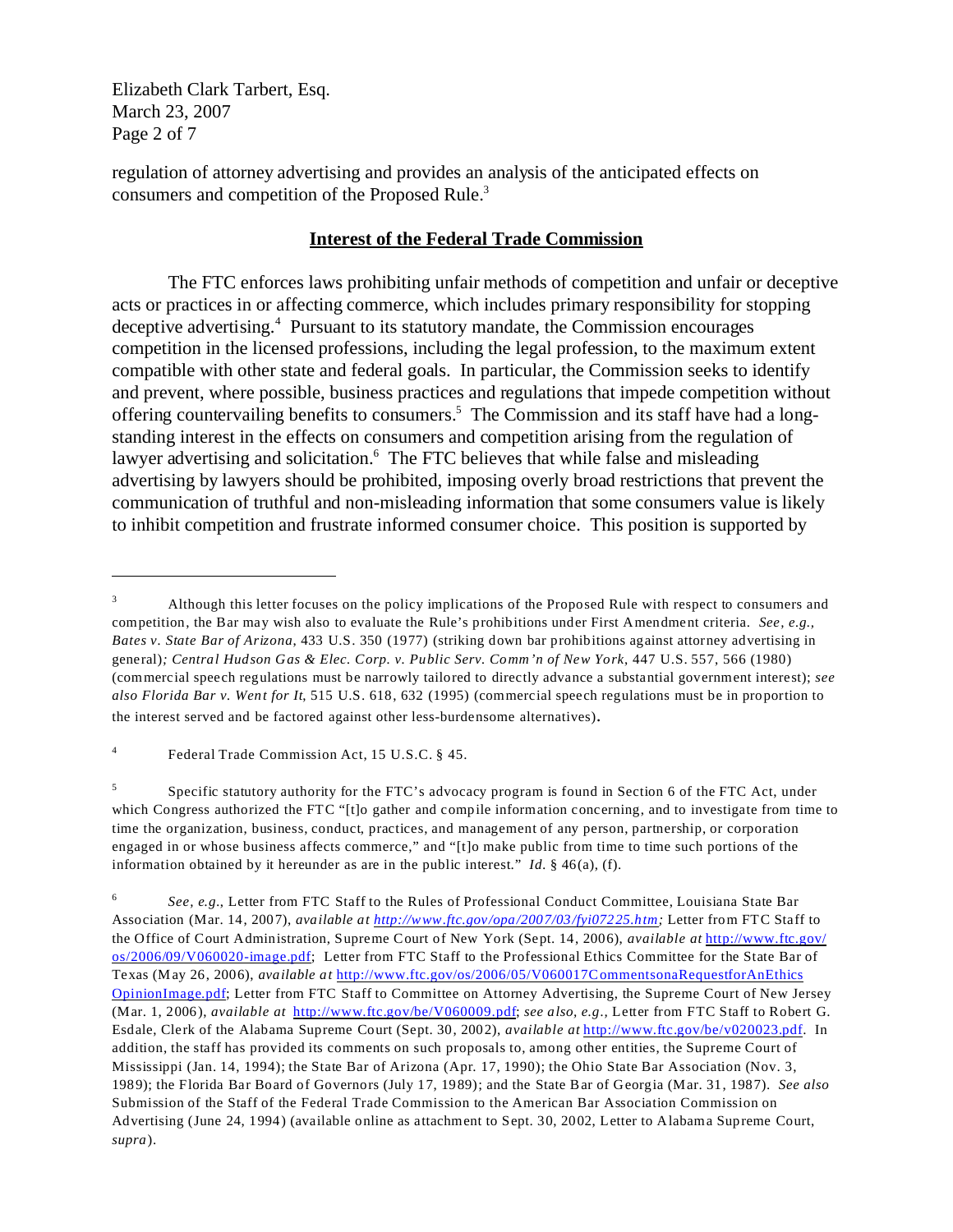regulation of attorney advertising and provides an analysis of the anticipated effects on consumers and competition of the Proposed Rule.[3]

## Interest of the Federal Trade Commission

The FTC enforces laws prohibiting unfair methods of competition and unfair or deceptive acts or practices in or affecting commerce, which includes primary responsibility for stopping deceptive advertising.[4] Pursuant to its statutory mandate, the Commission encourages competition in the licensed professions, including the legal profession, to the maximum extent compatible with other state and federal goals. In particular, the Commission seeks to identify and prevent, where possible, business practices and regulations that impede competition without offering countervailing benefits to consumers.[5] The Commission and its staff have had a long-standing interest in the effects on consumers and competition arising from the regulation of lawyer advertising and solicitation.[6] The FTC believes that while false and misleading advertising by lawyers should be prohibited, imposing overly broad restrictions that prevent the communication of truthful and non-misleading information that some consumers value is likely to inhibit competition and frustrate informed consumer choice. This position is supported by

---

[3] Although this letter focuses on the policy implications of the Proposed Rule with respect to consumers and competition, the Bar may wish also to evaluate the Rule's prohibitions under First Amendment criteria. *See, e.g., Bates v. State Bar of Arizona*, 433 U.S. 350 (1977) (striking down bar prohibitions against attorney advertising in general)*; Central Hudson Gas & Elec. Corp. v. Public Serv. Comm'n of New York*, 447 U.S. 557, 566 (1980) (commercial speech regulations must be narrowly tailored to directly advance a substantial government interest); *see also Florida Bar v. Went for It*, 515 U.S. 618, 632 (1995) (commercial speech regulations must be in proportion to the interest served and be factored against other less-burdensome alternatives).

[4] Federal Trade Commission Act, 15 U.S.C. § 45.

[5] Specific statutory authority for the FTC's advocacy program is found in Section 6 of the FTC Act, under which Congress authorized the FTC "[t]o gather and compile information concerning, and to investigate from time to time the organization, business, conduct, practices, and management of any person, partnership, or corporation engaged in or whose business affects commerce," and "[t]o make public from time to time such portions of the information obtained by it hereunder as are in the public interest." *Id.* § 46(a), (f).

[6] *See, e.g.*, Letter from FTC Staff to the Rules of Professional Conduct Committee, Louisiana State Bar Association (Mar. 14, 2007), *available at http://www.ftc.gov/opa/2007/03/fyi07225.htm;* Letter from FTC Staff to the Office of Court Administration, Supreme Court of New York (Sept. 14, 2006), *available at* http://www.ftc.gov/os/2006/09/V060020-image.pdf; Letter from FTC Staff to the Professional Ethics Committee for the State Bar of Texas (May 26, 2006), *available at* http://www.ftc.gov/os/2006/05/V060017CommentsonaRequestforAnEthicsOpinionImage.pdf; Letter from FTC Staff to Committee on Attorney Advertising, the Supreme Court of New Jersey (Mar. 1, 2006), *available at* http://www.ftc.gov/be/V060009.pdf; *see also, e.g.,* Letter from FTC Staff to Robert G. Esdale, Clerk of the Alabama Supreme Court (Sept. 30, 2002), *available at* http://www.ftc.gov/be/v020023.pdf. In addition, the staff has provided its comments on such proposals to, among other entities, the Supreme Court of Mississippi (Jan. 14, 1994); the State Bar of Arizona (Apr. 17, 1990); the Ohio State Bar Association (Nov. 3, 1989); the Florida Bar Board of Governors (July 17, 1989); and the State Bar of Georgia (Mar. 31, 1987). *See also* Submission of the Staff of the Federal Trade Commission to the American Bar Association Commission on Advertising (June 24, 1994) (available online as attachment to Sept. 30, 2002, Letter to Alabama Supreme Court, *supra*).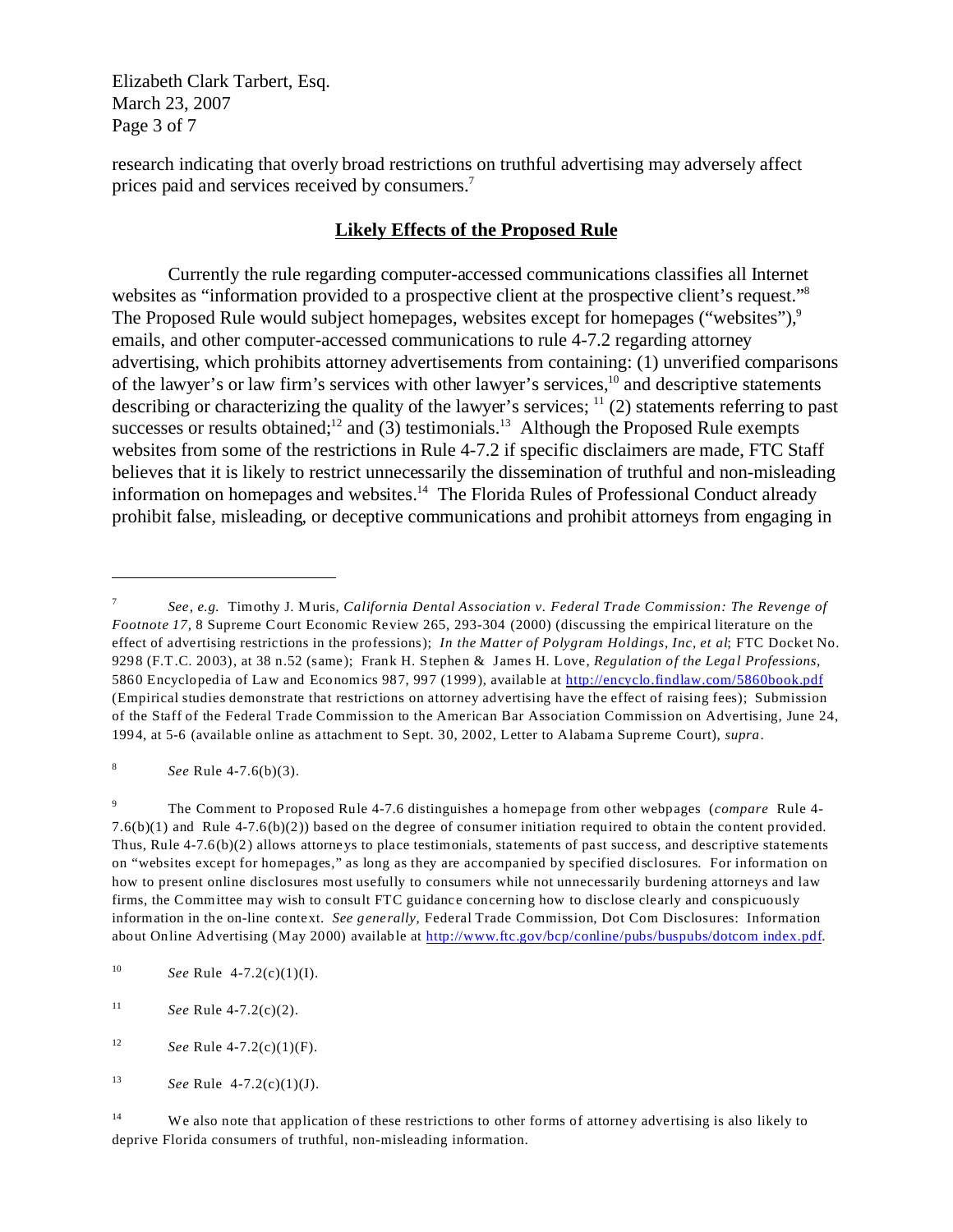research indicating that overly broad restrictions on truthful advertising may adversely affect prices paid and services received by consumers.[7]

## Likely Effects of the Proposed Rule

Currently the rule regarding computer-accessed communications classifies all Internet websites as "information provided to a prospective client at the prospective client's request."[8] The Proposed Rule would subject homepages, websites except for homepages ("websites"),[9] emails, and other computer-accessed communications to rule 4-7.2 regarding attorney advertising, which prohibits attorney advertisements from containing: (1) unverified comparisons of the lawyer's or law firm's services with other lawyer's services,[10] and descriptive statements describing or characterizing the quality of the lawyer's services; [11] (2) statements referring to past successes or results obtained;[12] and (3) testimonials.[13] Although the Proposed Rule exempts websites from some of the restrictions in Rule 4-7.2 if specific disclaimers are made, FTC Staff believes that it is likely to restrict unnecessarily the dissemination of truthful and non-misleading information on homepages and websites.[14] The Florida Rules of Professional Conduct already prohibit false, misleading, or deceptive communications and prohibit attorneys from engaging in

---

[7] *See, e.g.* Timothy J. Muris, *California Dental Association v. Federal Trade Commission: The Revenge of Footnote 17*, 8 Supreme Court Economic Review 265, 293-304 (2000) (discussing the empirical literature on the effect of advertising restrictions in the professions); *In the Matter of Polygram Holdings, Inc, et al*; FTC Docket No. 9298 (F.T.C. 2003), at 38 n.52 (same); Frank H. Stephen & James H. Love, *Regulation of the Legal Professions*, 5860 Encyclopedia of Law and Economics 987, 997 (1999), available at http://encyclo.findlaw.com/5860book.pdf (Empirical studies demonstrate that restrictions on attorney advertising have the effect of raising fees); Submission of the Staff of the Federal Trade Commission to the American Bar Association Commission on Advertising, June 24, 1994, at 5-6 (available online as attachment to Sept. 30, 2002, Letter to Alabama Supreme Court), *supra*.

[8] *See* Rule 4-7.6(b)(3).

[9] The Comment to Proposed Rule 4-7.6 distinguishes a homepage from other webpages (*compare* Rule 4-7.6(b)(1) and Rule 4-7.6(b)(2)) based on the degree of consumer initiation required to obtain the content provided. Thus, Rule 4-7.6(b)(2) allows attorneys to place testimonials, statements of past success, and descriptive statements on "websites except for homepages," as long as they are accompanied by specified disclosures. For information on how to present online disclosures most usefully to consumers while not unnecessarily burdening attorneys and law firms, the Committee may wish to consult FTC guidance concerning how to disclose clearly and conspicuously information in the on-line context. *See generally,* Federal Trade Commission, Dot Com Disclosures: Information about Online Advertising (May 2000) available at http://www.ftc.gov/bcp/conline/pubs/buspubs/dotcom index.pdf.

[10] *See* Rule 4-7.2(c)(1)(I).

[11] *See* Rule 4-7.2(c)(2).

[12] *See* Rule 4-7.2(c)(1)(F).

[13] *See* Rule 4-7.2(c)(1)(J).

[14] We also note that application of these restrictions to other forms of attorney advertising is also likely to deprive Florida consumers of truthful, non-misleading information.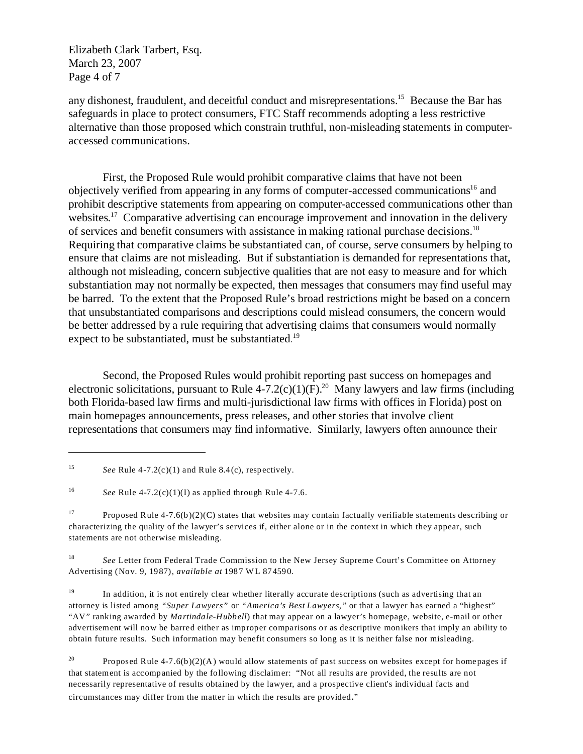any dishonest, fraudulent, and deceitful conduct and misrepresentations.[15] Because the Bar has safeguards in place to protect consumers, FTC Staff recommends adopting a less restrictive alternative than those proposed which constrain truthful, non-misleading statements in computer-accessed communications.

First, the Proposed Rule would prohibit comparative claims that have not been objectively verified from appearing in any forms of computer-accessed communications[16] and prohibit descriptive statements from appearing on computer-accessed communications other than websites.[17] Comparative advertising can encourage improvement and innovation in the delivery of services and benefit consumers with assistance in making rational purchase decisions.[18] Requiring that comparative claims be substantiated can, of course, serve consumers by helping to ensure that claims are not misleading. But if substantiation is demanded for representations that, although not misleading, concern subjective qualities that are not easy to measure and for which substantiation may not normally be expected, then messages that consumers may find useful may be barred. To the extent that the Proposed Rule's broad restrictions might be based on a concern that unsubstantiated comparisons and descriptions could mislead consumers, the concern would be better addressed by a rule requiring that advertising claims that consumers would normally expect to be substantiated, must be substantiated.[19]

Second, the Proposed Rules would prohibit reporting past success on homepages and electronic solicitations, pursuant to Rule 4-7.2(c)(1)(F).[20] Many lawyers and law firms (including both Florida-based law firms and multi-jurisdictional law firms with offices in Florida) post on main homepages announcements, press releases, and other stories that involve client representations that consumers may find informative. Similarly, lawyers often announce their

---

[15] *See* Rule 4-7.2(c)(1) and Rule 8.4(c), respectively.

[16] *See* Rule 4-7.2(c)(1)(I) as applied through Rule 4-7.6.

[17] Proposed Rule 4-7.6(b)(2)(C) states that websites may contain factually verifiable statements describing or characterizing the quality of the lawyer's services if, either alone or in the context in which they appear, such statements are not otherwise misleading.

[18] *See* Letter from Federal Trade Commission to the New Jersey Supreme Court's Committee on Attorney Advertising (Nov. 9, 1987), *available at* 1987 WL 874590.

[19] In addition, it is not entirely clear whether literally accurate descriptions (such as advertising that an attorney is listed among *"Super Lawyers"* or *"America's Best Lawyers,"* or that a lawyer has earned a "highest" "AV" ranking awarded by *Martindale-Hubbell*) that may appear on a lawyer's homepage, website, e-mail or other advertisement will now be barred either as improper comparisons or as descriptive monikers that imply an ability to obtain future results. Such information may benefit consumers so long as it is neither false nor misleading.

[20] Proposed Rule 4-7.6(b)(2)(A) would allow statements of past success on websites except for homepages if that statement is accompanied by the following disclaimer: "Not all results are provided, the results are not necessarily representative of results obtained by the lawyer, and a prospective client's individual facts and circumstances may differ from the matter in which the results are provided."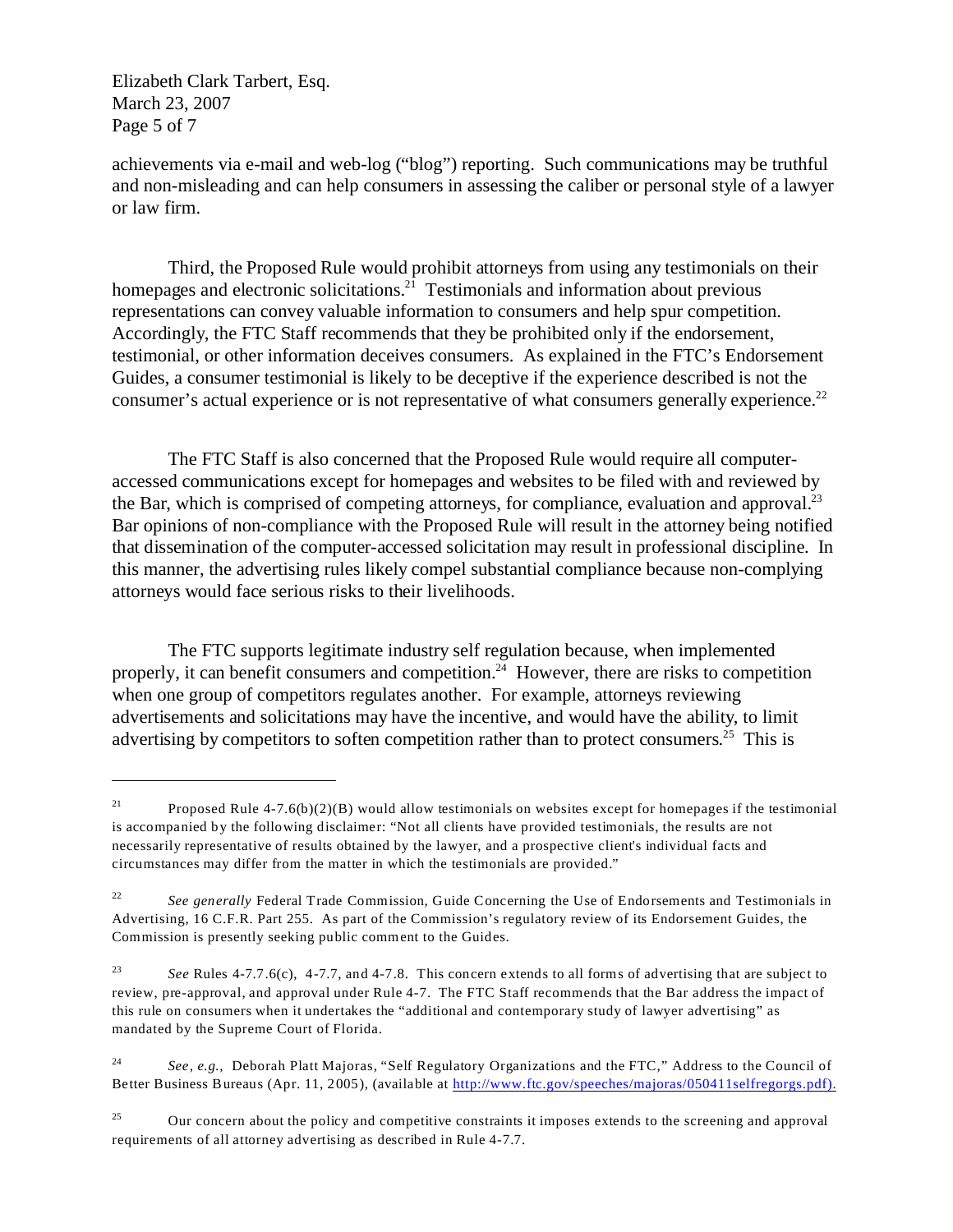achievements via e-mail and web-log ("blog") reporting. Such communications may be truthful and non-misleading and can help consumers in assessing the caliber or personal style of a lawyer or law firm.

Third, the Proposed Rule would prohibit attorneys from using any testimonials on their homepages and electronic solicitations.[21] Testimonials and information about previous representations can convey valuable information to consumers and help spur competition. Accordingly, the FTC Staff recommends that they be prohibited only if the endorsement, testimonial, or other information deceives consumers. As explained in the FTC's Endorsement Guides, a consumer testimonial is likely to be deceptive if the experience described is not the consumer's actual experience or is not representative of what consumers generally experience.[22]

The FTC Staff is also concerned that the Proposed Rule would require all computer-accessed communications except for homepages and websites to be filed with and reviewed by the Bar, which is comprised of competing attorneys, for compliance, evaluation and approval.[23] Bar opinions of non-compliance with the Proposed Rule will result in the attorney being notified that dissemination of the computer-accessed solicitation may result in professional discipline. In this manner, the advertising rules likely compel substantial compliance because non-complying attorneys would face serious risks to their livelihoods.

The FTC supports legitimate industry self regulation because, when implemented properly, it can benefit consumers and competition.[24] However, there are risks to competition when one group of competitors regulates another. For example, attorneys reviewing advertisements and solicitations may have the incentive, and would have the ability, to limit advertising by competitors to soften competition rather than to protect consumers.[25] This is

---

[21] Proposed Rule 4-7.6(b)(2)(B) would allow testimonials on websites except for homepages if the testimonial is accompanied by the following disclaimer: "Not all clients have provided testimonials, the results are not necessarily representative of results obtained by the lawyer, and a prospective client's individual facts and circumstances may differ from the matter in which the testimonials are provided."

[22] *See generally* Federal Trade Commission, Guide Concerning the Use of Endorsements and Testimonials in Advertising, 16 C.F.R. Part 255. As part of the Commission's regulatory review of its Endorsement Guides, the Commission is presently seeking public comment to the Guides.

[23] *See* Rules 4-7.7.6(c), 4-7.7, and 4-7.8. This concern extends to all forms of advertising that are subject to review, pre-approval, and approval under Rule 4-7. The FTC Staff recommends that the Bar address the impact of this rule on consumers when it undertakes the "additional and contemporary study of lawyer advertising" as mandated by the Supreme Court of Florida.

[24] *See, e.g.,* Deborah Platt Majoras, "Self Regulatory Organizations and the FTC," Address to the Council of Better Business Bureaus (Apr. 11, 2005), (available at http://www.ftc.gov/speeches/majoras/050411selfregorgs.pdf).

[25] Our concern about the policy and competitive constraints it imposes extends to the screening and approval requirements of all attorney advertising as described in Rule 4-7.7.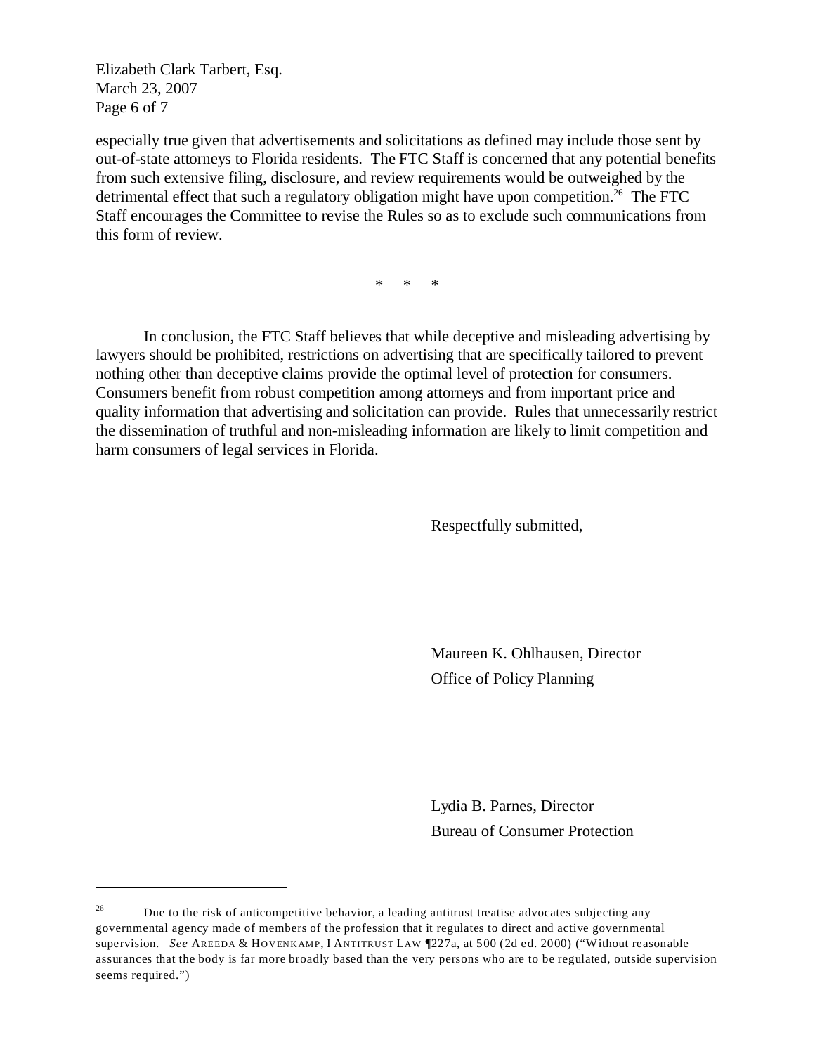especially true given that advertisements and solicitations as defined may include those sent by out-of-state attorneys to Florida residents. The FTC Staff is concerned that any potential benefits from such extensive filing, disclosure, and review requirements would be outweighed by the detrimental effect that such a regulatory obligation might have upon competition.[26] The FTC Staff encourages the Committee to revise the Rules so as to exclude such communications from this form of review.

\* \* \*

In conclusion, the FTC Staff believes that while deceptive and misleading advertising by lawyers should be prohibited, restrictions on advertising that are specifically tailored to prevent nothing other than deceptive claims provide the optimal level of protection for consumers. Consumers benefit from robust competition among attorneys and from important price and quality information that advertising and solicitation can provide. Rules that unnecessarily restrict the dissemination of truthful and non-misleading information are likely to limit competition and harm consumers of legal services in Florida.

Respectfully submitted,

Maureen K. Ohlhausen, Director
Office of Policy Planning

Lydia B. Parnes, Director
Bureau of Consumer Protection

---

[26] Due to the risk of anticompetitive behavior, a leading antitrust treatise advocates subjecting any governmental agency made of members of the profession that it regulates to direct and active governmental supervision. *See* AREEDA & HOVENKAMP, I ANTITRUST LAW ¶227a, at 500 (2d ed. 2000) ("Without reasonable assurances that the body is far more broadly based than the very persons who are to be regulated, outside supervision seems required.")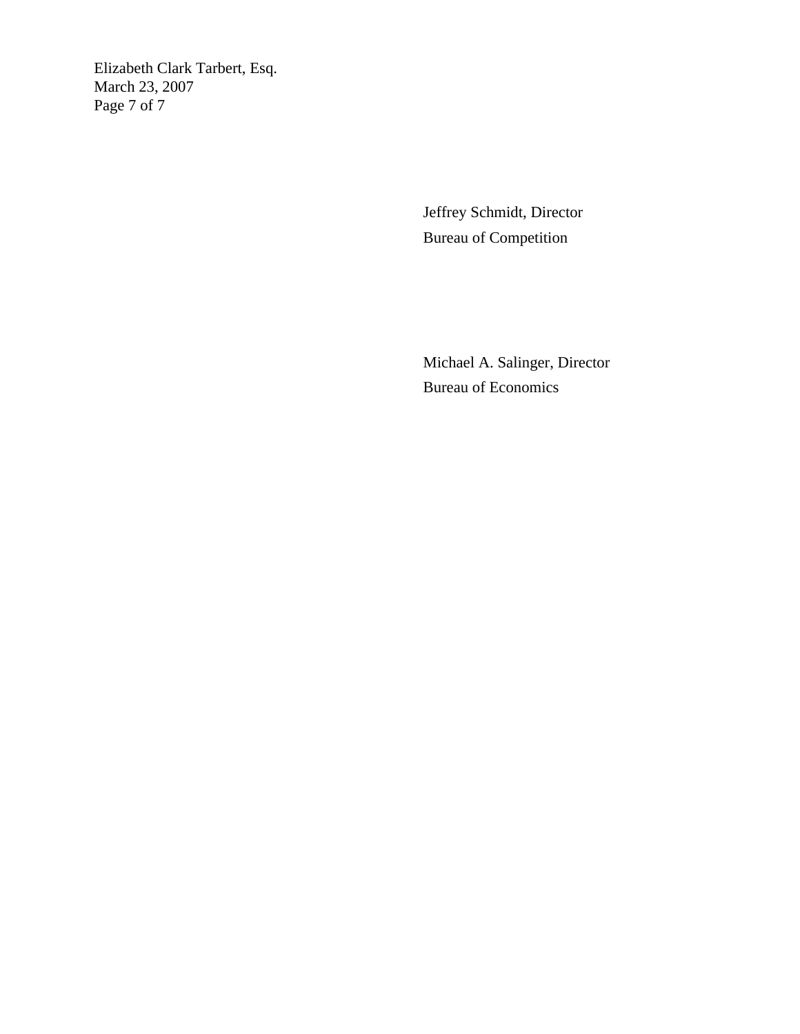Jeffrey Schmidt, Director
Bureau of Competition

Michael A. Salinger, Director
Bureau of Economics